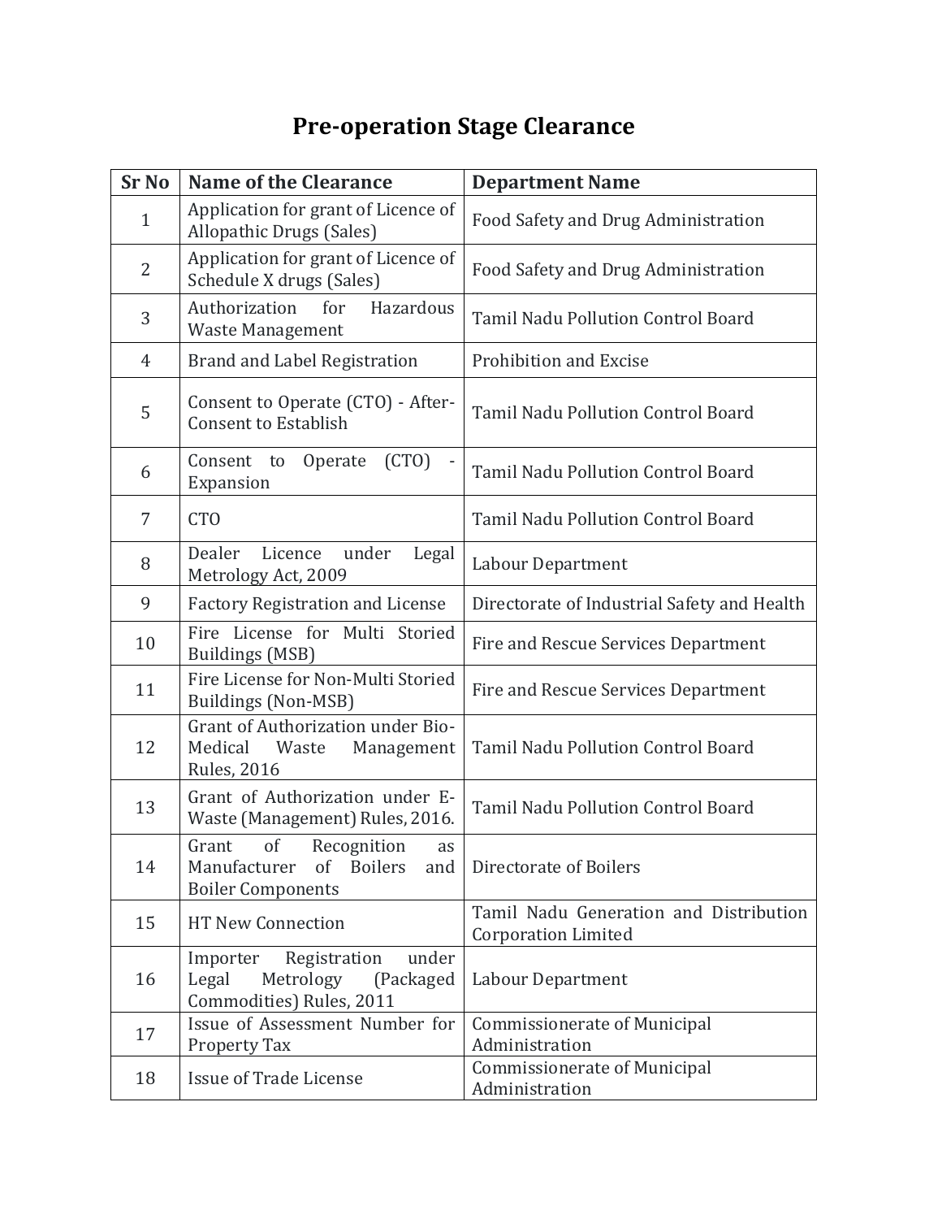# Pre-operation Stage Clearance

| Sr No | Name of the Clearance | Department Name |
|---|---|---|
| 1 | Application for grant of Licence of Allopathic Drugs (Sales) | Food Safety and Drug Administration |
| 2 | Application for grant of Licence of Schedule X drugs (Sales) | Food Safety and Drug Administration |
| 3 | Authorization for Hazardous Waste Management | Tamil Nadu Pollution Control Board |
| 4 | Brand and Label Registration | Prohibition and Excise |
| 5 | Consent to Operate (CTO) - After-Consent to Establish | Tamil Nadu Pollution Control Board |
| 6 | Consent to Operate (CTO) - Expansion | Tamil Nadu Pollution Control Board |
| 7 | CTO | Tamil Nadu Pollution Control Board |
| 8 | Dealer Licence under Legal Metrology Act, 2009 | Labour Department |
| 9 | Factory Registration and License | Directorate of Industrial Safety and Health |
| 10 | Fire License for Multi Storied Buildings (MSB) | Fire and Rescue Services Department |
| 11 | Fire License for Non-Multi Storied Buildings (Non-MSB) | Fire and Rescue Services Department |
| 12 | Grant of Authorization under Bio-Medical Waste Management Rules, 2016 | Tamil Nadu Pollution Control Board |
| 13 | Grant of Authorization under E-Waste (Management) Rules, 2016. | Tamil Nadu Pollution Control Board |
| 14 | Grant of Recognition as Manufacturer of Boilers and Boiler Components | Directorate of Boilers |
| 15 | HT New Connection | Tamil Nadu Generation and Distribution Corporation Limited |
| 16 | Importer Registration under Legal Metrology (Packaged Commodities) Rules, 2011 | Labour Department |
| 17 | Issue of Assessment Number for Property Tax | Commissionerate of Municipal Administration |
| 18 | Issue of Trade License | Commissionerate of Municipal Administration |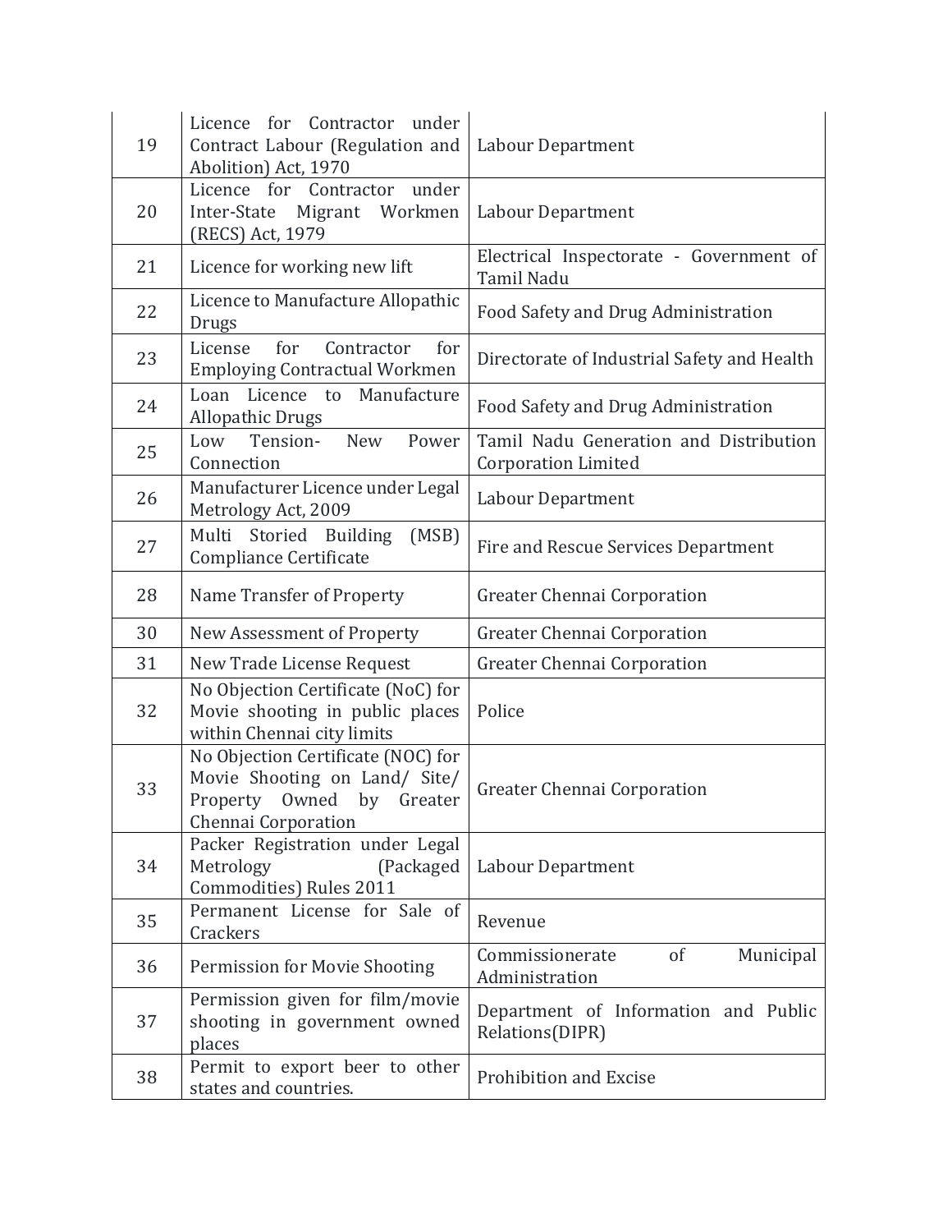| | | |
|---|---|---|
| 19 | Licence for Contractor under Contract Labour (Regulation and Abolition) Act, 1970 | Labour Department |
| 20 | Licence for Contractor under Inter-State Migrant Workmen (RECS) Act, 1979 | Labour Department |
| 21 | Licence for working new lift | Electrical Inspectorate - Government of Tamil Nadu |
| 22 | Licence to Manufacture Allopathic Drugs | Food Safety and Drug Administration |
| 23 | License for Contractor for Employing Contractual Workmen | Directorate of Industrial Safety and Health |
| 24 | Loan Licence to Manufacture Allopathic Drugs | Food Safety and Drug Administration |
| 25 | Low Tension- New Power Connection | Tamil Nadu Generation and Distribution Corporation Limited |
| 26 | Manufacturer Licence under Legal Metrology Act, 2009 | Labour Department |
| 27 | Multi Storied Building (MSB) Compliance Certificate | Fire and Rescue Services Department |
| 28 | Name Transfer of Property | Greater Chennai Corporation |
| 30 | New Assessment of Property | Greater Chennai Corporation |
| 31 | New Trade License Request | Greater Chennai Corporation |
| 32 | No Objection Certificate (NoC) for Movie shooting in public places within Chennai city limits | Police |
| 33 | No Objection Certificate (NOC) for Movie Shooting on Land/ Site/ Property Owned by Greater Chennai Corporation | Greater Chennai Corporation |
| 34 | Packer Registration under Legal Metrology (Packaged Commodities) Rules 2011 | Labour Department |
| 35 | Permanent License for Sale of Crackers | Revenue |
| 36 | Permission for Movie Shooting | Commissionerate of Municipal Administration |
| 37 | Permission given for film/movie shooting in government owned places | Department of Information and Public Relations(DIPR) |
| 38 | Permit to export beer to other states and countries. | Prohibition and Excise |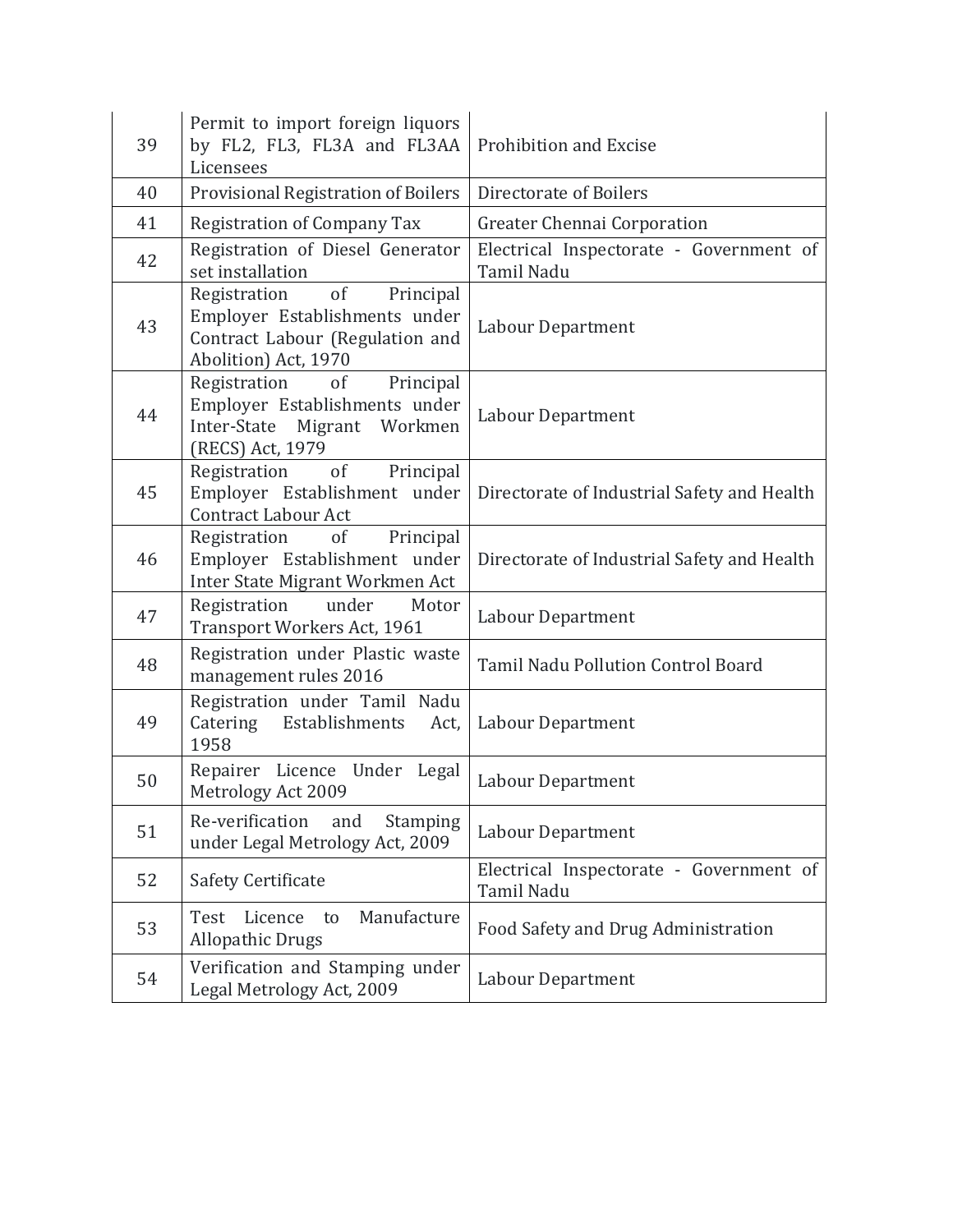| | | |
|---|---|---|
| 39 | Permit to import foreign liquors by FL2, FL3, FL3A and FL3AA Licensees | Prohibition and Excise |
| 40 | Provisional Registration of Boilers | Directorate of Boilers |
| 41 | Registration of Company Tax | Greater Chennai Corporation |
| 42 | Registration of Diesel Generator set installation | Electrical Inspectorate - Government of Tamil Nadu |
| 43 | Registration of Principal Employer Establishments under Contract Labour (Regulation and Abolition) Act, 1970 | Labour Department |
| 44 | Registration of Principal Employer Establishments under Inter-State Migrant Workmen (RECS) Act, 1979 | Labour Department |
| 45 | Registration of Principal Employer Establishment under Contract Labour Act | Directorate of Industrial Safety and Health |
| 46 | Registration of Principal Employer Establishment under Inter State Migrant Workmen Act | Directorate of Industrial Safety and Health |
| 47 | Registration under Motor Transport Workers Act, 1961 | Labour Department |
| 48 | Registration under Plastic waste management rules 2016 | Tamil Nadu Pollution Control Board |
| 49 | Registration under Tamil Nadu Catering Establishments Act, 1958 | Labour Department |
| 50 | Repairer Licence Under Legal Metrology Act 2009 | Labour Department |
| 51 | Re-verification and Stamping under Legal Metrology Act, 2009 | Labour Department |
| 52 | Safety Certificate | Electrical Inspectorate - Government of Tamil Nadu |
| 53 | Test Licence to Manufacture Allopathic Drugs | Food Safety and Drug Administration |
| 54 | Verification and Stamping under Legal Metrology Act, 2009 | Labour Department |